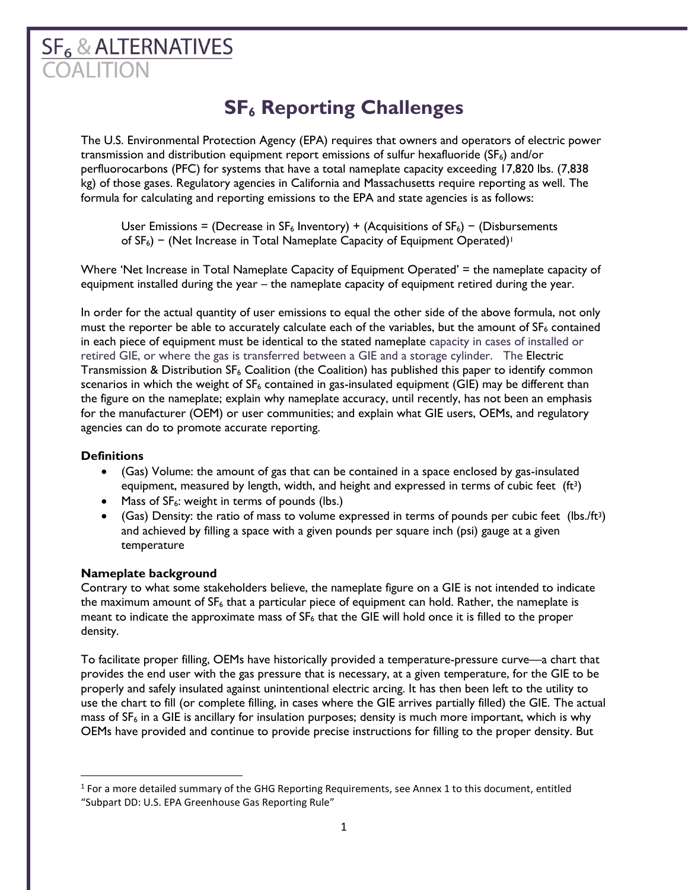SF$_6$ & ALTERNATIVES COALITION

# SF$_6$ Reporting Challenges

The U.S. Environmental Protection Agency (EPA) requires that owners and operators of electric power transmission and distribution equipment report emissions of sulfur hexafluoride ($SF_6$) and/or perfluorocarbons (PFC) for systems that have a total nameplate capacity exceeding 17,820 lbs. (7,838 kg) of those gases. Regulatory agencies in California and Massachusetts require reporting as well. The formula for calculating and reporting emissions to the EPA and state agencies is as follows:

> User Emissions = (Decrease in $SF_6$ Inventory) + (Acquisitions of $SF_6$) − (Disbursements of $SF_6$) − (Net Increase in Total Nameplate Capacity of Equipment Operated)[1]

Where 'Net Increase in Total Nameplate Capacity of Equipment Operated' = the nameplate capacity of equipment installed during the year – the nameplate capacity of equipment retired during the year.

In order for the actual quantity of user emissions to equal the other side of the above formula, not only must the reporter be able to accurately calculate each of the variables, but the amount of $SF_6$ contained in each piece of equipment must be identical to the stated nameplate capacity in cases of installed or retired GIE, or where the gas is transferred between a GIE and a storage cylinder. The Electric Transmission & Distribution $SF_6$ Coalition (the Coalition) has published this paper to identify common scenarios in which the weight of $SF_6$ contained in gas-insulated equipment (GIE) may be different than the figure on the nameplate; explain why nameplate accuracy, until recently, has not been an emphasis for the manufacturer (OEM) or user communities; and explain what GIE users, OEMs, and regulatory agencies can do to promote accurate reporting.

**Definitions**

- (Gas) Volume: the amount of gas that can be contained in a space enclosed by gas-insulated equipment, measured by length, width, and height and expressed in terms of cubic feet ($ft^3$)
- Mass of $SF_6$: weight in terms of pounds (lbs.)
- (Gas) Density: the ratio of mass to volume expressed in terms of pounds per cubic feet (lbs./$ft^3$) and achieved by filling a space with a given pounds per square inch (psi) gauge at a given temperature

**Nameplate background**

Contrary to what some stakeholders believe, the nameplate figure on a GIE is not intended to indicate the maximum amount of $SF_6$ that a particular piece of equipment can hold. Rather, the nameplate is meant to indicate the approximate mass of $SF_6$ that the GIE will hold once it is filled to the proper density.

To facilitate proper filling, OEMs have historically provided a temperature-pressure curve—a chart that provides the end user with the gas pressure that is necessary, at a given temperature, for the GIE to be properly and safely insulated against unintentional electric arcing. It has then been left to the utility to use the chart to fill (or complete filling, in cases where the GIE arrives partially filled) the GIE. The actual mass of $SF_6$ in a GIE is ancillary for insulation purposes; density is much more important, which is why OEMs have provided and continue to provide precise instructions for filling to the proper density. But

[1] For a more detailed summary of the GHG Reporting Requirements, see Annex 1 to this document, entitled "Subpart DD: U.S. EPA Greenhouse Gas Reporting Rule"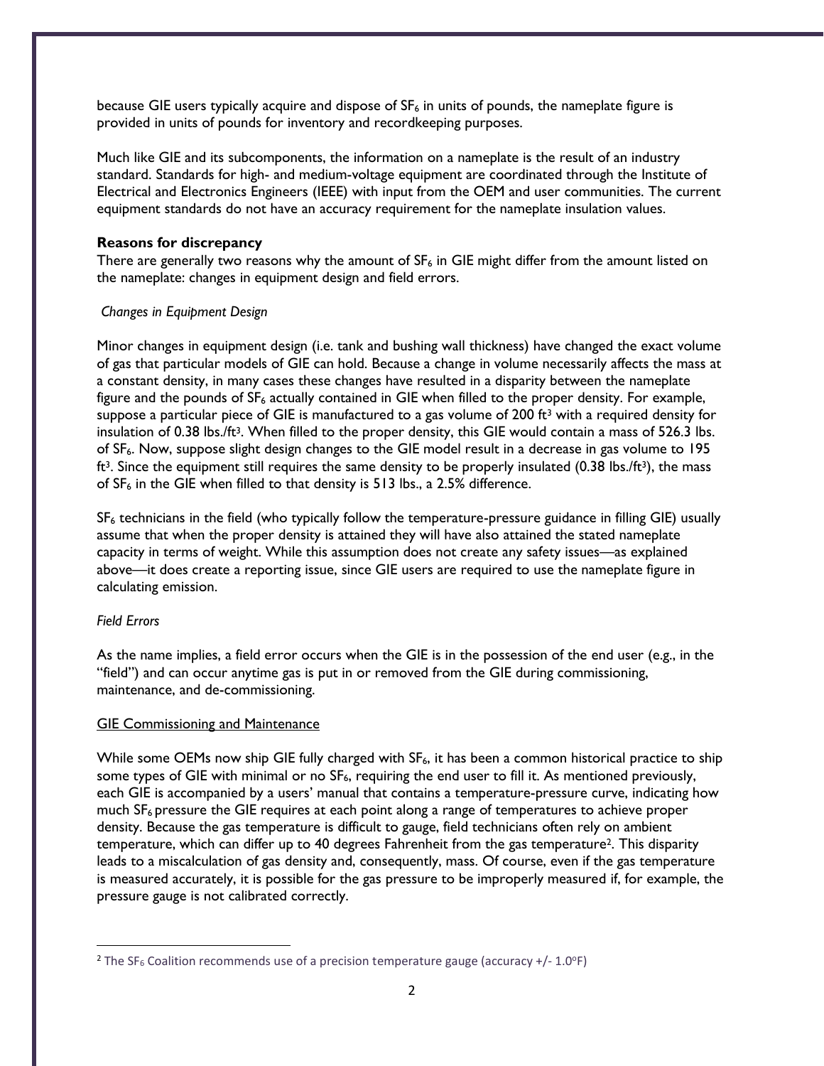because GIE users typically acquire and dispose of $SF_6$ in units of pounds, the nameplate figure is provided in units of pounds for inventory and recordkeeping purposes.

Much like GIE and its subcomponents, the information on a nameplate is the result of an industry standard. Standards for high- and medium-voltage equipment are coordinated through the Institute of Electrical and Electronics Engineers (IEEE) with input from the OEM and user communities. The current equipment standards do not have an accuracy requirement for the nameplate insulation values.

**Reasons for discrepancy**

There are generally two reasons why the amount of $SF_6$ in GIE might differ from the amount listed on the nameplate: changes in equipment design and field errors.

*Changes in Equipment Design*

Minor changes in equipment design (i.e. tank and bushing wall thickness) have changed the exact volume of gas that particular models of GIE can hold. Because a change in volume necessarily affects the mass at a constant density, in many cases these changes have resulted in a disparity between the nameplate figure and the pounds of $SF_6$ actually contained in GIE when filled to the proper density. For example, suppose a particular piece of GIE is manufactured to a gas volume of 200 $ft^3$ with a required density for insulation of 0.38 lbs./$ft^3$. When filled to the proper density, this GIE would contain a mass of 526.3 lbs. of $SF_6$. Now, suppose slight design changes to the GIE model result in a decrease in gas volume to 195 $ft^3$. Since the equipment still requires the same density to be properly insulated (0.38 lbs./$ft^3$), the mass of $SF_6$ in the GIE when filled to that density is 513 lbs., a 2.5% difference.

$SF_6$ technicians in the field (who typically follow the temperature-pressure guidance in filling GIE) usually assume that when the proper density is attained they will have also attained the stated nameplate capacity in terms of weight. While this assumption does not create any safety issues—as explained above—it does create a reporting issue, since GIE users are required to use the nameplate figure in calculating emission.

*Field Errors*

As the name implies, a field error occurs when the GIE is in the possession of the end user (e.g., in the "field") and can occur anytime gas is put in or removed from the GIE during commissioning, maintenance, and de-commissioning.

GIE Commissioning and Maintenance

While some OEMs now ship GIE fully charged with $SF_6$, it has been a common historical practice to ship some types of GIE with minimal or no $SF_6$, requiring the end user to fill it. As mentioned previously, each GIE is accompanied by a users' manual that contains a temperature-pressure curve, indicating how much $SF_6$ pressure the GIE requires at each point along a range of temperatures to achieve proper density. Because the gas temperature is difficult to gauge, field technicians often rely on ambient temperature, which can differ up to 40 degrees Fahrenheit from the gas temperature[2]. This disparity leads to a miscalculation of gas density and, consequently, mass. Of course, even if the gas temperature is measured accurately, it is possible for the gas pressure to be improperly measured if, for example, the pressure gauge is not calibrated correctly.

[2] The $SF_6$ Coalition recommends use of a precision temperature gauge (accuracy +/- 1.0°F)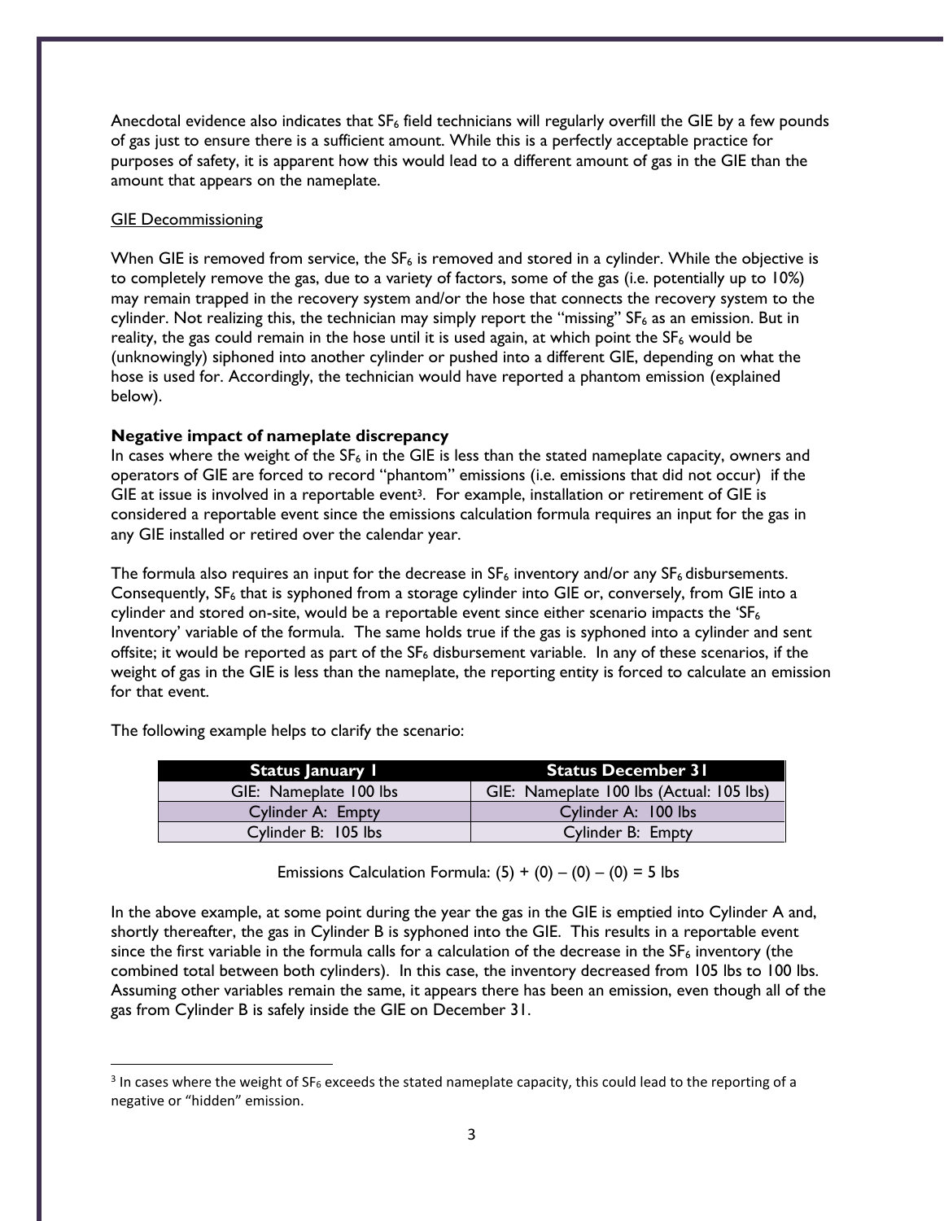Anecdotal evidence also indicates that $SF_6$ field technicians will regularly overfill the GIE by a few pounds of gas just to ensure there is a sufficient amount. While this is a perfectly acceptable practice for purposes of safety, it is apparent how this would lead to a different amount of gas in the GIE than the amount that appears on the nameplate.

GIE Decommissioning

When GIE is removed from service, the $SF_6$ is removed and stored in a cylinder. While the objective is to completely remove the gas, due to a variety of factors, some of the gas (i.e. potentially up to 10%) may remain trapped in the recovery system and/or the hose that connects the recovery system to the cylinder. Not realizing this, the technician may simply report the "missing" $SF_6$ as an emission. But in reality, the gas could remain in the hose until it is used again, at which point the $SF_6$ would be (unknowingly) siphoned into another cylinder or pushed into a different GIE, depending on what the hose is used for. Accordingly, the technician would have reported a phantom emission (explained below).

**Negative impact of nameplate discrepancy**

In cases where the weight of the $SF_6$ in the GIE is less than the stated nameplate capacity, owners and operators of GIE are forced to record "phantom" emissions (i.e. emissions that did not occur) if the GIE at issue is involved in a reportable event[3]. For example, installation or retirement of GIE is considered a reportable event since the emissions calculation formula requires an input for the gas in any GIE installed or retired over the calendar year.

The formula also requires an input for the decrease in $SF_6$ inventory and/or any $SF_6$ disbursements. Consequently, $SF_6$ that is syphoned from a storage cylinder into GIE or, conversely, from GIE into a cylinder and stored on-site, would be a reportable event since either scenario impacts the '$SF_6$ Inventory' variable of the formula. The same holds true if the gas is syphoned into a cylinder and sent offsite; it would be reported as part of the $SF_6$ disbursement variable. In any of these scenarios, if the weight of gas in the GIE is less than the nameplate, the reporting entity is forced to calculate an emission for that event.

The following example helps to clarify the scenario:

| Status January 1 | Status December 31 |
|---|---|
| GIE: Nameplate 100 lbs | GIE: Nameplate 100 lbs (Actual: 105 lbs) |
| Cylinder A: Empty | Cylinder A: 100 lbs |
| Cylinder B: 105 lbs | Cylinder B: Empty |

Emissions Calculation Formula: $(5) + (0) – (0) – (0) = 5$ lbs

In the above example, at some point during the year the gas in the GIE is emptied into Cylinder A and, shortly thereafter, the gas in Cylinder B is syphoned into the GIE. This results in a reportable event since the first variable in the formula calls for a calculation of the decrease in the $SF_6$ inventory (the combined total between both cylinders). In this case, the inventory decreased from 105 lbs to 100 lbs. Assuming other variables remain the same, it appears there has been an emission, even though all of the gas from Cylinder B is safely inside the GIE on December 31.

[3] In cases where the weight of $SF_6$ exceeds the stated nameplate capacity, this could lead to the reporting of a negative or "hidden" emission.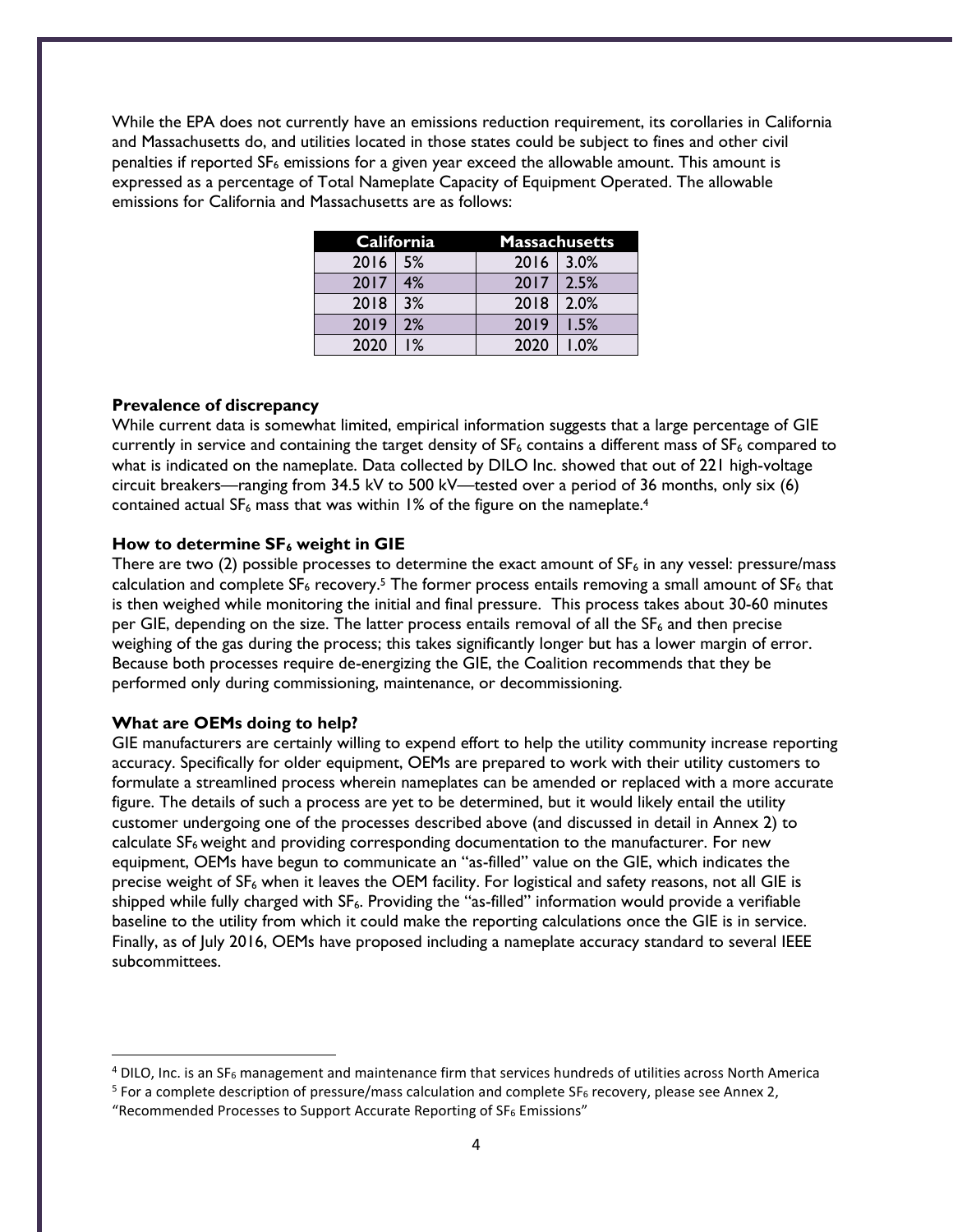While the EPA does not currently have an emissions reduction requirement, its corollaries in California and Massachusetts do, and utilities located in those states could be subject to fines and other civil penalties if reported $SF_6$ emissions for a given year exceed the allowable amount. This amount is expressed as a percentage of Total Nameplate Capacity of Equipment Operated. The allowable emissions for California and Massachusetts are as follows:

| California | | Massachusetts | |
|---|---|---|---|
| 2016 | 5% | 2016 | 3.0% |
| 2017 | 4% | 2017 | 2.5% |
| 2018 | 3% | 2018 | 2.0% |
| 2019 | 2% | 2019 | 1.5% |
| 2020 | 1% | 2020 | 1.0% |

**Prevalence of discrepancy**

While current data is somewhat limited, empirical information suggests that a large percentage of GIE currently in service and containing the target density of $SF_6$ contains a different mass of $SF_6$ compared to what is indicated on the nameplate. Data collected by DILO Inc. showed that out of 221 high-voltage circuit breakers—ranging from 34.5 kV to 500 kV—tested over a period of 36 months, only six (6) contained actual $SF_6$ mass that was within 1% of the figure on the nameplate.[4]

**How to determine $SF_6$ weight in GIE**

There are two (2) possible processes to determine the exact amount of $SF_6$ in any vessel: pressure/mass calculation and complete $SF_6$ recovery.[5] The former process entails removing a small amount of $SF_6$ that is then weighed while monitoring the initial and final pressure. This process takes about 30-60 minutes per GIE, depending on the size. The latter process entails removal of all the $SF_6$ and then precise weighing of the gas during the process; this takes significantly longer but has a lower margin of error. Because both processes require de-energizing the GIE, the Coalition recommends that they be performed only during commissioning, maintenance, or decommissioning.

**What are OEMs doing to help?**

GIE manufacturers are certainly willing to expend effort to help the utility community increase reporting accuracy. Specifically for older equipment, OEMs are prepared to work with their utility customers to formulate a streamlined process wherein nameplates can be amended or replaced with a more accurate figure. The details of such a process are yet to be determined, but it would likely entail the utility customer undergoing one of the processes described above (and discussed in detail in Annex 2) to calculate $SF_6$ weight and providing corresponding documentation to the manufacturer. For new equipment, OEMs have begun to communicate an "as-filled" value on the GIE, which indicates the precise weight of $SF_6$ when it leaves the OEM facility. For logistical and safety reasons, not all GIE is shipped while fully charged with $SF_6$. Providing the "as-filled" information would provide a verifiable baseline to the utility from which it could make the reporting calculations once the GIE is in service. Finally, as of July 2016, OEMs have proposed including a nameplate accuracy standard to several IEEE subcommittees.

[4] DILO, Inc. is an $SF_6$ management and maintenance firm that services hundreds of utilities across North America

[5] For a complete description of pressure/mass calculation and complete $SF_6$ recovery, please see Annex 2, "Recommended Processes to Support Accurate Reporting of $SF_6$ Emissions"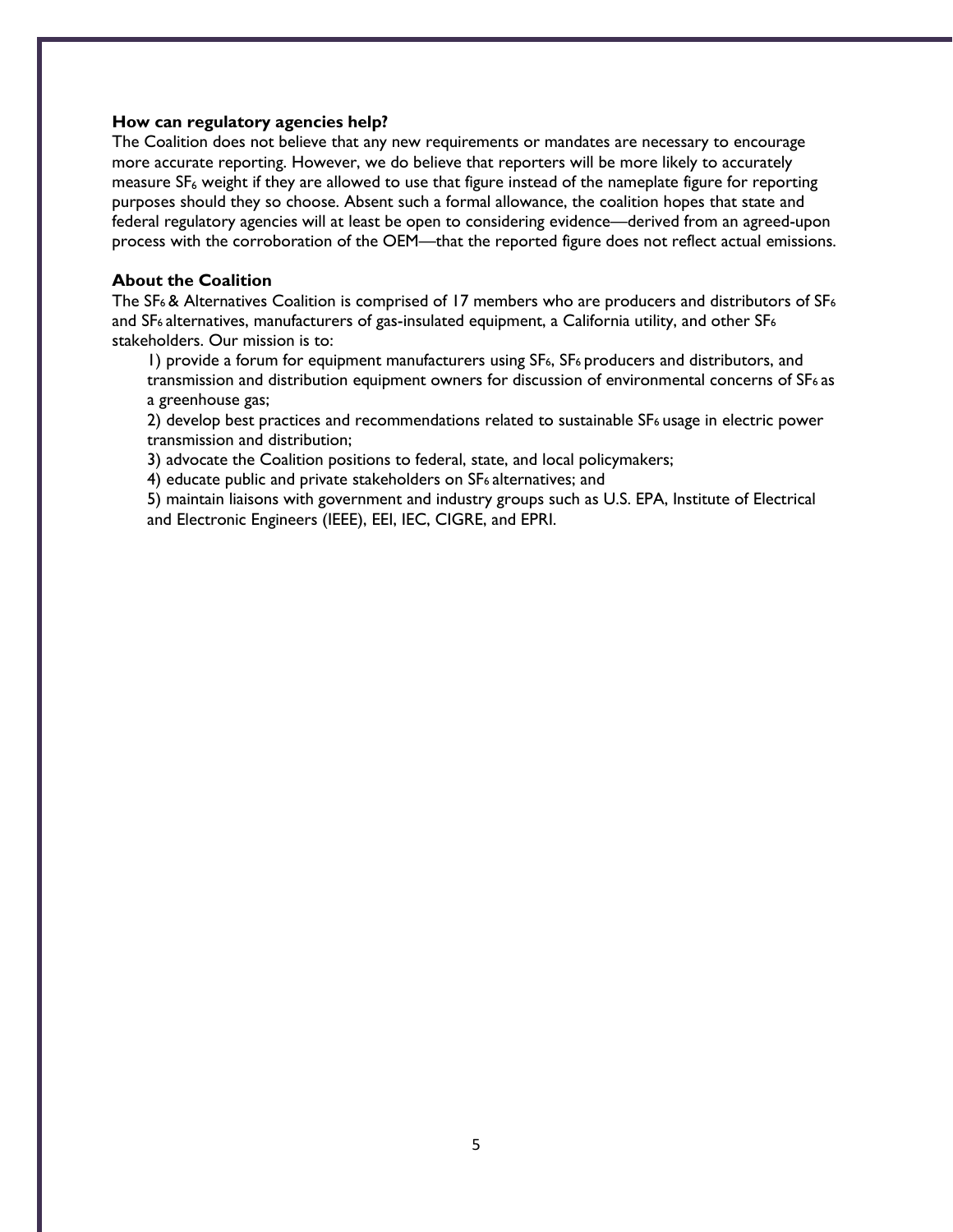### How can regulatory agencies help?

The Coalition does not believe that any new requirements or mandates are necessary to encourage more accurate reporting. However, we do believe that reporters will be more likely to accurately measure $SF_6$ weight if they are allowed to use that figure instead of the nameplate figure for reporting purposes should they so choose. Absent such a formal allowance, the coalition hopes that state and federal regulatory agencies will at least be open to considering evidence—derived from an agreed-upon process with the corroboration of the OEM—that the reported figure does not reflect actual emissions.

### About the Coalition

The $SF_6$ & Alternatives Coalition is comprised of 17 members who are producers and distributors of $SF_6$ and $SF_6$ alternatives, manufacturers of gas-insulated equipment, a California utility, and other $SF_6$ stakeholders. Our mission is to:

1) provide a forum for equipment manufacturers using $SF_6$, $SF_6$ producers and distributors, and transmission and distribution equipment owners for discussion of environmental concerns of $SF_6$ as a greenhouse gas;
2) develop best practices and recommendations related to sustainable $SF_6$ usage in electric power transmission and distribution;
3) advocate the Coalition positions to federal, state, and local policymakers;
4) educate public and private stakeholders on $SF_6$ alternatives; and
5) maintain liaisons with government and industry groups such as U.S. EPA, Institute of Electrical and Electronic Engineers (IEEE), EEI, IEC, CIGRE, and EPRI.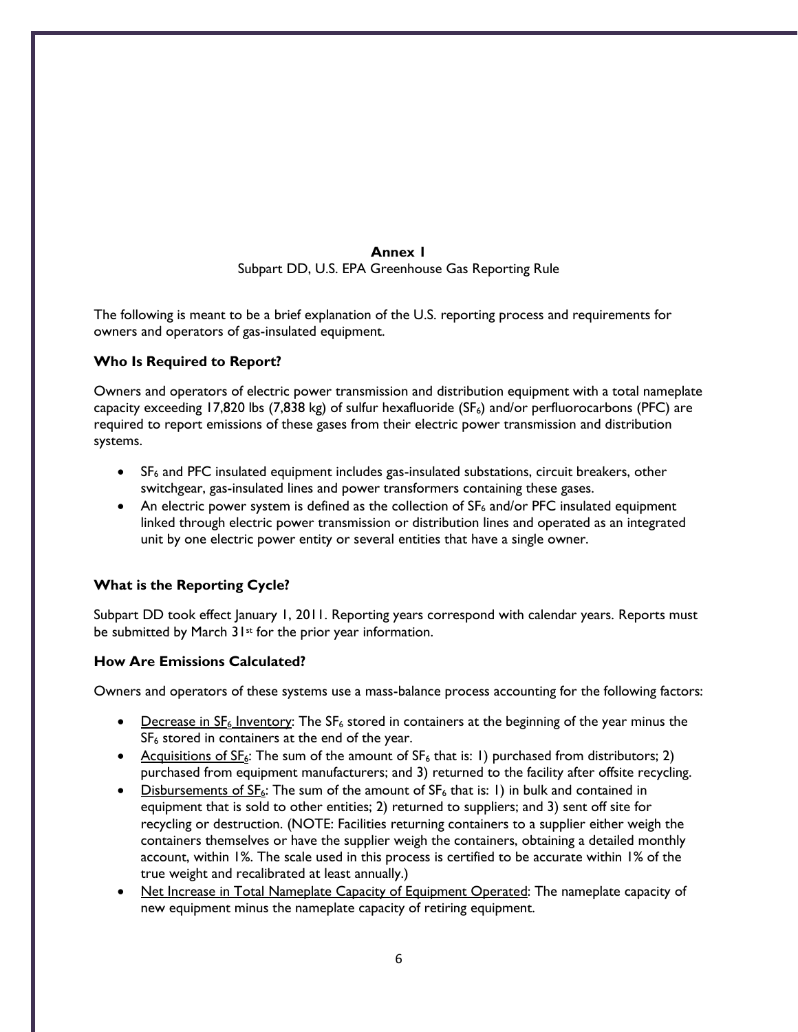## Annex 1

Subpart DD, U.S. EPA Greenhouse Gas Reporting Rule

The following is meant to be a brief explanation of the U.S. reporting process and requirements for owners and operators of gas-insulated equipment.

### Who Is Required to Report?

Owners and operators of electric power transmission and distribution equipment with a total nameplate capacity exceeding 17,820 lbs (7,838 kg) of sulfur hexafluoride ($SF_6$) and/or perfluorocarbons (PFC) are required to report emissions of these gases from their electric power transmission and distribution systems.

- $SF_6$ and PFC insulated equipment includes gas-insulated substations, circuit breakers, other switchgear, gas-insulated lines and power transformers containing these gases.
- An electric power system is defined as the collection of $SF_6$ and/or PFC insulated equipment linked through electric power transmission or distribution lines and operated as an integrated unit by one electric power entity or several entities that have a single owner.

### What is the Reporting Cycle?

Subpart DD took effect January 1, 2011. Reporting years correspond with calendar years. Reports must be submitted by March 31st for the prior year information.

### How Are Emissions Calculated?

Owners and operators of these systems use a mass-balance process accounting for the following factors:

- Decrease in $SF_6$ Inventory: The $SF_6$ stored in containers at the beginning of the year minus the $SF_6$ stored in containers at the end of the year.
- Acquisitions of $SF_6$: The sum of the amount of $SF_6$ that is: 1) purchased from distributors; 2) purchased from equipment manufacturers; and 3) returned to the facility after offsite recycling.
- Disbursements of $SF_6$: The sum of the amount of $SF_6$ that is: 1) in bulk and contained in equipment that is sold to other entities; 2) returned to suppliers; and 3) sent off site for recycling or destruction. (NOTE: Facilities returning containers to a supplier either weigh the containers themselves or have the supplier weigh the containers, obtaining a detailed monthly account, within 1%. The scale used in this process is certified to be accurate within 1% of the true weight and recalibrated at least annually.)
- Net Increase in Total Nameplate Capacity of Equipment Operated: The nameplate capacity of new equipment minus the nameplate capacity of retiring equipment.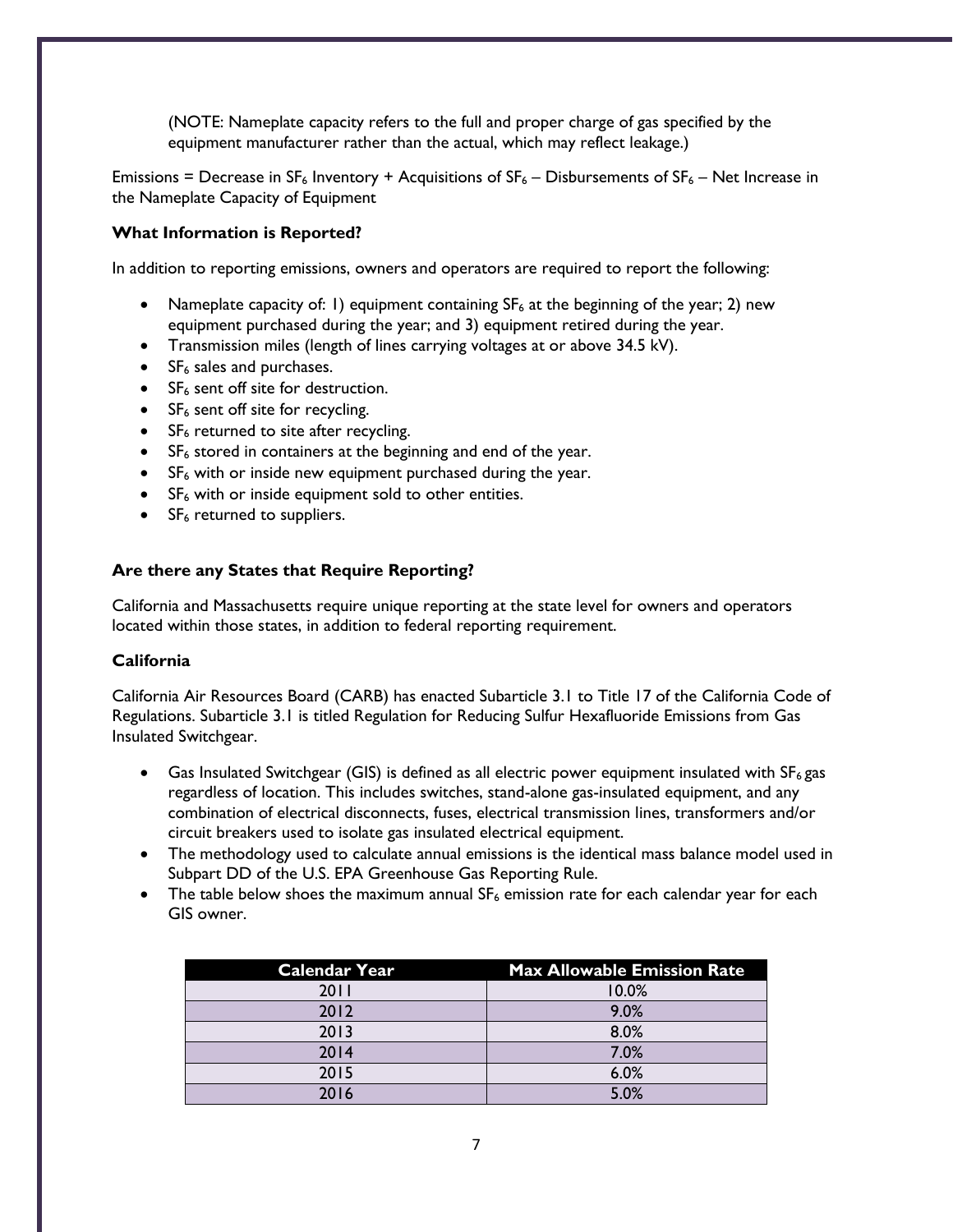(NOTE: Nameplate capacity refers to the full and proper charge of gas specified by the equipment manufacturer rather than the actual, which may reflect leakage.)

Emissions = Decrease in $SF_6$ Inventory + Acquisitions of $SF_6$ – Disbursements of $SF_6$ – Net Increase in the Nameplate Capacity of Equipment

**What Information is Reported?**

In addition to reporting emissions, owners and operators are required to report the following:

- Nameplate capacity of: 1) equipment containing $SF_6$ at the beginning of the year; 2) new equipment purchased during the year; and 3) equipment retired during the year.
- Transmission miles (length of lines carrying voltages at or above 34.5 kV).
- $SF_6$ sales and purchases.
- $SF_6$ sent off site for destruction.
- $SF_6$ sent off site for recycling.
- $SF_6$ returned to site after recycling.
- $SF_6$ stored in containers at the beginning and end of the year.
- $SF_6$ with or inside new equipment purchased during the year.
- $SF_6$ with or inside equipment sold to other entities.
- $SF_6$ returned to suppliers.

**Are there any States that Require Reporting?**

California and Massachusetts require unique reporting at the state level for owners and operators located within those states, in addition to federal reporting requirement.

**California**

California Air Resources Board (CARB) has enacted Subarticle 3.1 to Title 17 of the California Code of Regulations. Subarticle 3.1 is titled Regulation for Reducing Sulfur Hexafluoride Emissions from Gas Insulated Switchgear.

- Gas Insulated Switchgear (GIS) is defined as all electric power equipment insulated with $SF_6$ gas regardless of location. This includes switches, stand-alone gas-insulated equipment, and any combination of electrical disconnects, fuses, electrical transmission lines, transformers and/or circuit breakers used to isolate gas insulated electrical equipment.
- The methodology used to calculate annual emissions is the identical mass balance model used in Subpart DD of the U.S. EPA Greenhouse Gas Reporting Rule.
- The table below shoes the maximum annual $SF_6$ emission rate for each calendar year for each GIS owner.

| Calendar Year | Max Allowable Emission Rate |
|---|---|
| 2011 | 10.0% |
| 2012 | 9.0% |
| 2013 | 8.0% |
| 2014 | 7.0% |
| 2015 | 6.0% |
| 2016 | 5.0% |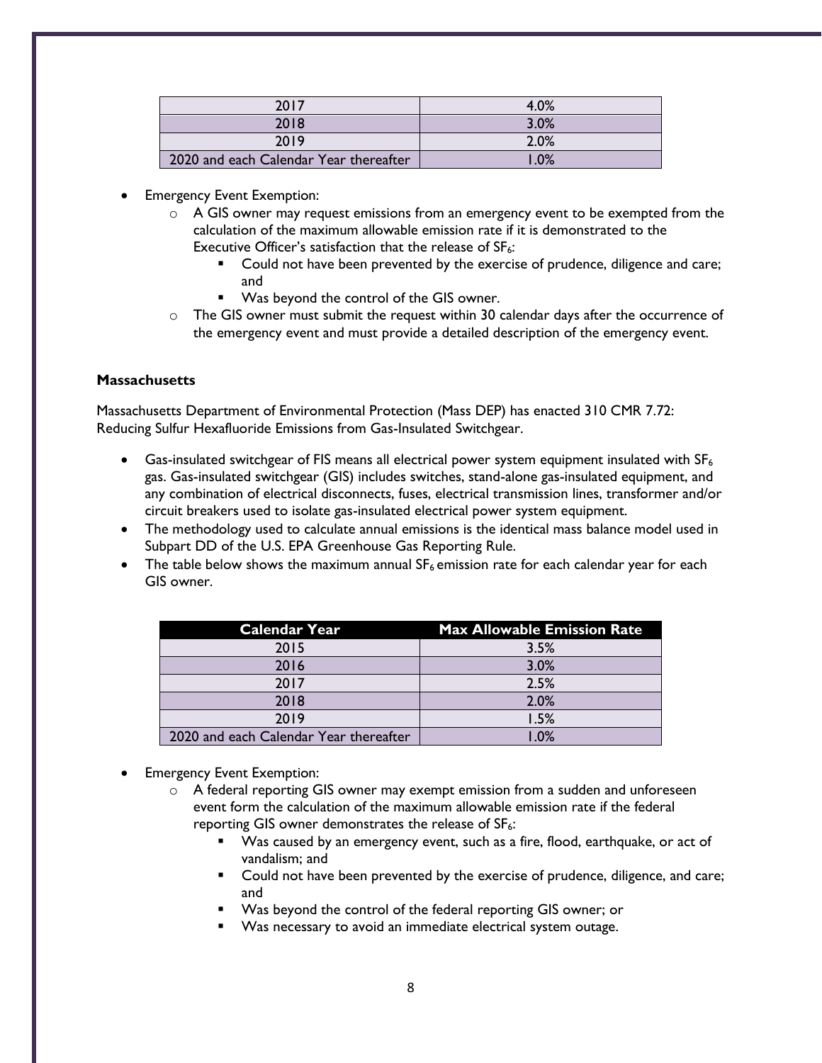| 2017 | 4.0% |
| --- | --- |
| 2018 | 3.0% |
| 2019 | 2.0% |
| 2020 and each Calendar Year thereafter | 1.0% |

- Emergency Event Exemption:
  - A GIS owner may request emissions from an emergency event to be exempted from the calculation of the maximum allowable emission rate if it is demonstrated to the Executive Officer's satisfaction that the release of $SF_6$:
    - Could not have been prevented by the exercise of prudence, diligence and care; and
    - Was beyond the control of the GIS owner.
  - The GIS owner must submit the request within 30 calendar days after the occurrence of the emergency event and must provide a detailed description of the emergency event.

**Massachusetts**

Massachusetts Department of Environmental Protection (Mass DEP) has enacted 310 CMR 7.72: Reducing Sulfur Hexafluoride Emissions from Gas-Insulated Switchgear.

- Gas-insulated switchgear of FIS means all electrical power system equipment insulated with $SF_6$ gas. Gas-insulated switchgear (GIS) includes switches, stand-alone gas-insulated equipment, and any combination of electrical disconnects, fuses, electrical transmission lines, transformer and/or circuit breakers used to isolate gas-insulated electrical power system equipment.
- The methodology used to calculate annual emissions is the identical mass balance model used in Subpart DD of the U.S. EPA Greenhouse Gas Reporting Rule.
- The table below shows the maximum annual $SF_6$ emission rate for each calendar year for each GIS owner.

| Calendar Year | Max Allowable Emission Rate |
| --- | --- |
| 2015 | 3.5% |
| 2016 | 3.0% |
| 2017 | 2.5% |
| 2018 | 2.0% |
| 2019 | 1.5% |
| 2020 and each Calendar Year thereafter | 1.0% |

- Emergency Event Exemption:
  - A federal reporting GIS owner may exempt emission from a sudden and unforeseen event form the calculation of the maximum allowable emission rate if the federal reporting GIS owner demonstrates the release of $SF_6$:
    - Was caused by an emergency event, such as a fire, flood, earthquake, or act of vandalism; and
    - Could not have been prevented by the exercise of prudence, diligence, and care; and
    - Was beyond the control of the federal reporting GIS owner; or
    - Was necessary to avoid an immediate electrical system outage.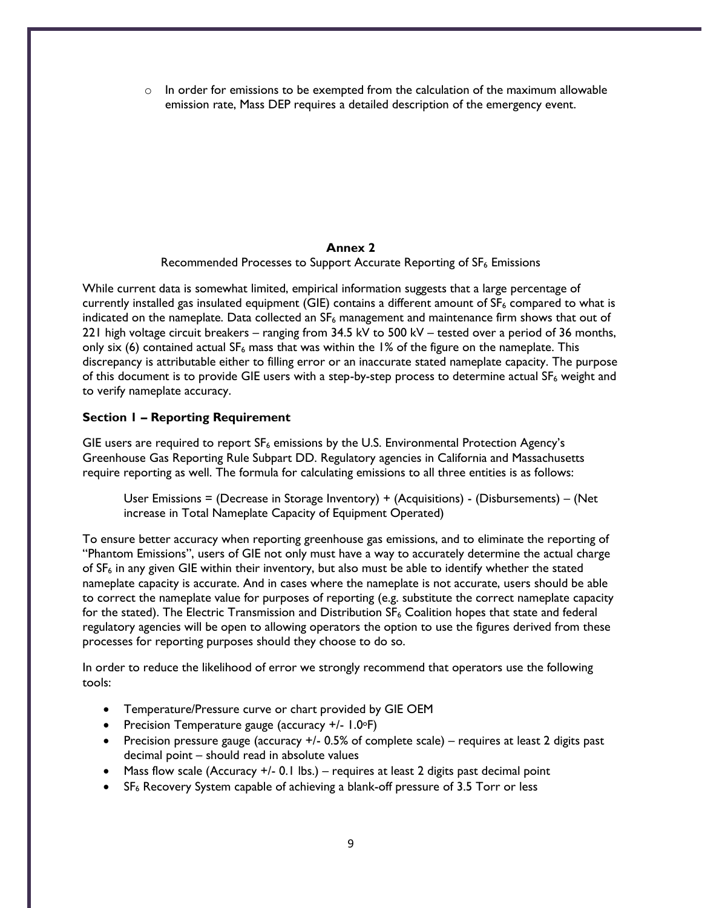- In order for emissions to be exempted from the calculation of the maximum allowable emission rate, Mass DEP requires a detailed description of the emergency event.

## Annex 2

Recommended Processes to Support Accurate Reporting of $SF_6$ Emissions

While current data is somewhat limited, empirical information suggests that a large percentage of currently installed gas insulated equipment (GIE) contains a different amount of $SF_6$ compared to what is indicated on the nameplate. Data collected an $SF_6$ management and maintenance firm shows that out of 221 high voltage circuit breakers – ranging from 34.5 kV to 500 kV – tested over a period of 36 months, only six (6) contained actual $SF_6$ mass that was within the 1% of the figure on the nameplate. This discrepancy is attributable either to filling error or an inaccurate stated nameplate capacity. The purpose of this document is to provide GIE users with a step-by-step process to determine actual $SF_6$ weight and to verify nameplate accuracy.

### Section 1 – Reporting Requirement

GIE users are required to report $SF_6$ emissions by the U.S. Environmental Protection Agency's Greenhouse Gas Reporting Rule Subpart DD. Regulatory agencies in California and Massachusetts require reporting as well. The formula for calculating emissions to all three entities is as follows:

> User Emissions = (Decrease in Storage Inventory) + (Acquisitions) - (Disbursements) – (Net increase in Total Nameplate Capacity of Equipment Operated)

To ensure better accuracy when reporting greenhouse gas emissions, and to eliminate the reporting of "Phantom Emissions", users of GIE not only must have a way to accurately determine the actual charge of $SF_6$ in any given GIE within their inventory, but also must be able to identify whether the stated nameplate capacity is accurate. And in cases where the nameplate is not accurate, users should be able to correct the nameplate value for purposes of reporting (e.g. substitute the correct nameplate capacity for the stated). The Electric Transmission and Distribution $SF_6$ Coalition hopes that state and federal regulatory agencies will be open to allowing operators the option to use the figures derived from these processes for reporting purposes should they choose to do so.

In order to reduce the likelihood of error we strongly recommend that operators use the following tools:

- Temperature/Pressure curve or chart provided by GIE OEM
- Precision Temperature gauge (accuracy +/- 1.0°F)
- Precision pressure gauge (accuracy +/- 0.5% of complete scale) – requires at least 2 digits past decimal point – should read in absolute values
- Mass flow scale (Accuracy +/- 0.1 lbs.) – requires at least 2 digits past decimal point
- $SF_6$ Recovery System capable of achieving a blank-off pressure of 3.5 Torr or less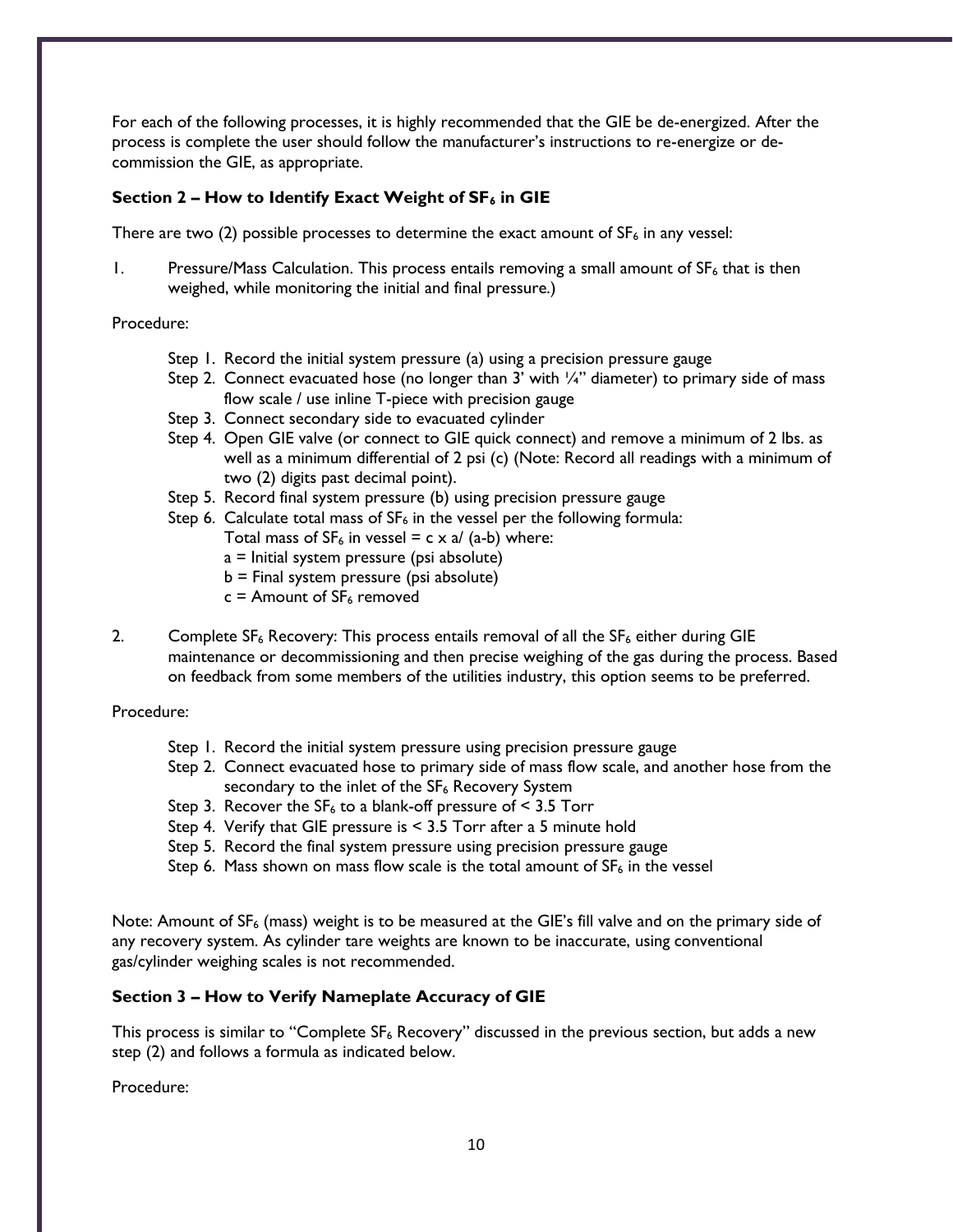For each of the following processes, it is highly recommended that the GIE be de-energized. After the process is complete the user should follow the manufacturer's instructions to re-energize or de-commission the GIE, as appropriate.

### Section 2 – How to Identify Exact Weight of $SF_6$ in GIE

There are two (2) possible processes to determine the exact amount of $SF_6$ in any vessel:

1. Pressure/Mass Calculation. This process entails removing a small amount of $SF_6$ that is then weighed, while monitoring the initial and final pressure.)

Procedure:

- Step 1. Record the initial system pressure (a) using a precision pressure gauge
- Step 2. Connect evacuated hose (no longer than 3' with ¼" diameter) to primary side of mass flow scale / use inline T-piece with precision gauge
- Step 3. Connect secondary side to evacuated cylinder
- Step 4. Open GIE valve (or connect to GIE quick connect) and remove a minimum of 2 lbs. as well as a minimum differential of 2 psi (c) (Note: Record all readings with a minimum of two (2) digits past decimal point).
- Step 5. Record final system pressure (b) using precision pressure gauge
- Step 6. Calculate total mass of $SF_6$ in the vessel per the following formula:
  Total mass of $SF_6$ in vessel = c x a/ (a-b) where:
  a = Initial system pressure (psi absolute)
  b = Final system pressure (psi absolute)
  c = Amount of $SF_6$ removed

2. Complete $SF_6$ Recovery: This process entails removal of all the $SF_6$ either during GIE maintenance or decommissioning and then precise weighing of the gas during the process. Based on feedback from some members of the utilities industry, this option seems to be preferred.

Procedure:

- Step 1. Record the initial system pressure using precision pressure gauge
- Step 2. Connect evacuated hose to primary side of mass flow scale, and another hose from the secondary to the inlet of the $SF_6$ Recovery System
- Step 3. Recover the $SF_6$ to a blank-off pressure of < 3.5 Torr
- Step 4. Verify that GIE pressure is < 3.5 Torr after a 5 minute hold
- Step 5. Record the final system pressure using precision pressure gauge
- Step 6. Mass shown on mass flow scale is the total amount of $SF_6$ in the vessel

Note: Amount of $SF_6$ (mass) weight is to be measured at the GIE's fill valve and on the primary side of any recovery system. As cylinder tare weights are known to be inaccurate, using conventional gas/cylinder weighing scales is not recommended.

### Section 3 – How to Verify Nameplate Accuracy of GIE

This process is similar to "Complete $SF_6$ Recovery" discussed in the previous section, but adds a new step (2) and follows a formula as indicated below.

Procedure: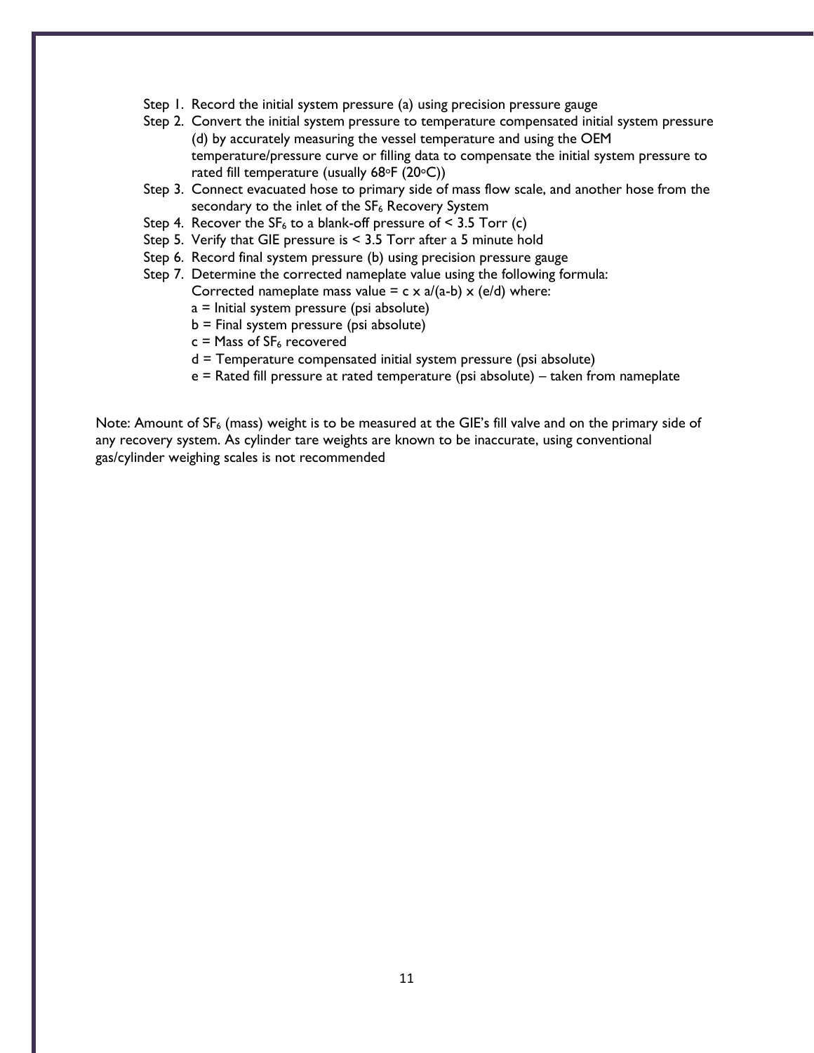Step 1. Record the initial system pressure (a) using precision pressure gauge

Step 2. Convert the initial system pressure to temperature compensated initial system pressure (d) by accurately measuring the vessel temperature and using the OEM temperature/pressure curve or filling data to compensate the initial system pressure to rated fill temperature (usually 68°F (20°C))

Step 3. Connect evacuated hose to primary side of mass flow scale, and another hose from the secondary to the inlet of the $SF_6$ Recovery System

Step 4. Recover the $SF_6$ to a blank-off pressure of < 3.5 Torr (c)

Step 5. Verify that GIE pressure is < 3.5 Torr after a 5 minute hold

Step 6. Record final system pressure (b) using precision pressure gauge

Step 7. Determine the corrected nameplate value using the following formula:

Corrected nameplate mass value = $c \times a/(a-b) \times (e/d)$ where:

- a = Initial system pressure (psi absolute)
- b = Final system pressure (psi absolute)
- c = Mass of $SF_6$ recovered
- d = Temperature compensated initial system pressure (psi absolute)
- e = Rated fill pressure at rated temperature (psi absolute) – taken from nameplate

Note: Amount of $SF_6$ (mass) weight is to be measured at the GIE's fill valve and on the primary side of any recovery system. As cylinder tare weights are known to be inaccurate, using conventional gas/cylinder weighing scales is not recommended